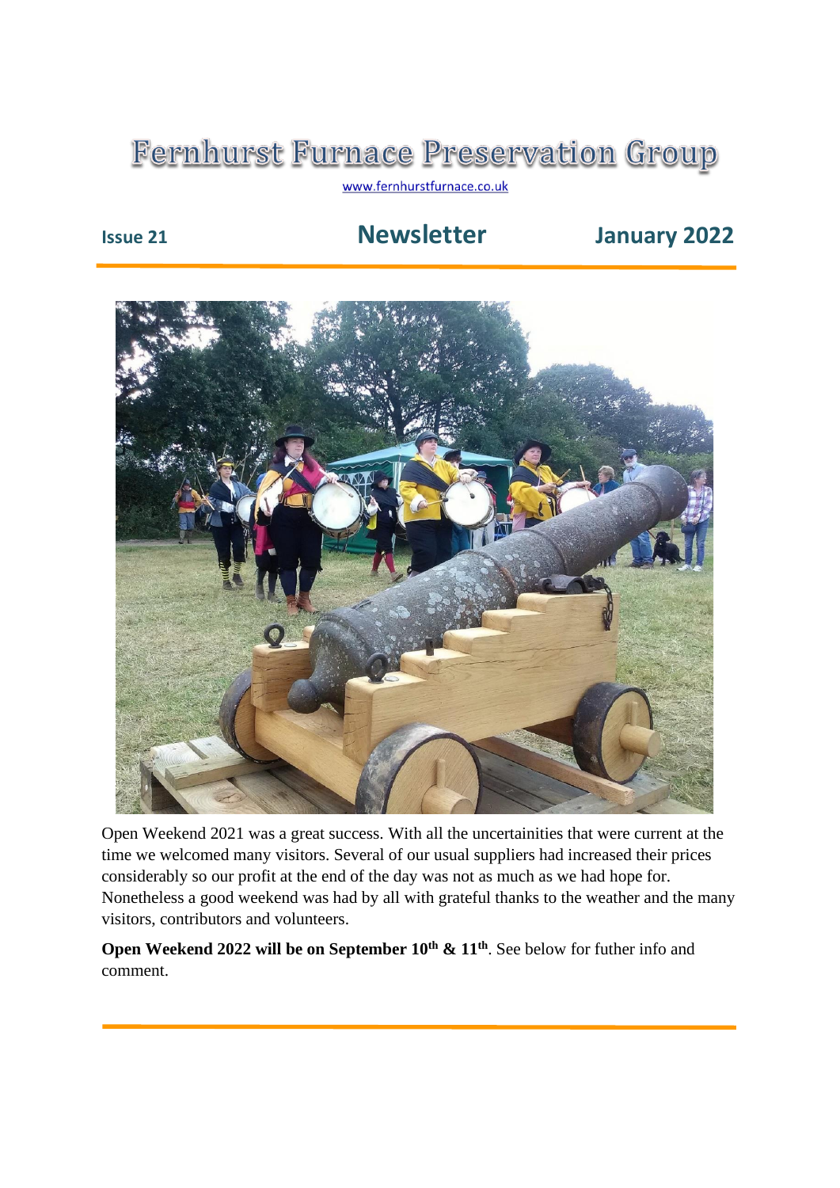# Fernhurst Furnace Preservation Group

www.fernhurstfurnace.co.uk

**Issue 21** **Newsletter** **January 2022**

---

Open Weekend 2021 was a great success. With all the uncertainities that were current at the time we welcomed many visitors. Several of our usual suppliers had increased their prices considerably so our profit at the end of the day was not as much as we had hope for. Nonetheless a good weekend was had by all with grateful thanks to the weather and the many visitors, contributors and volunteers.

**Open Weekend 2022 will be on September 10th & 11th**. See below for futher info and comment.

---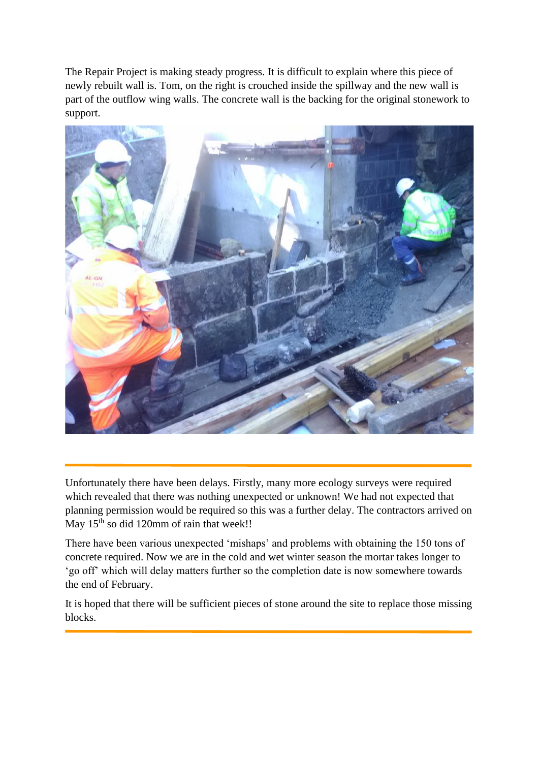The Repair Project is making steady progress. It is difficult to explain where this piece of newly rebuilt wall is. Tom, on the right is crouched inside the spillway and the new wall is part of the outflow wing walls. The concrete wall is the backing for the original stonework to support.

---

Unfortunately there have been delays. Firstly, many more ecology surveys were required which revealed that there was nothing unexpected or unknown! We had not expected that planning permission would be required so this was a further delay. The contractors arrived on May 15th so did 120mm of rain that week!!

There have been various unexpected 'mishaps' and problems with obtaining the 150 tons of concrete required. Now we are in the cold and wet winter season the mortar takes longer to 'go off' which will delay matters further so the completion date is now somewhere towards the end of February.

It is hoped that there will be sufficient pieces of stone around the site to replace those missing blocks.

---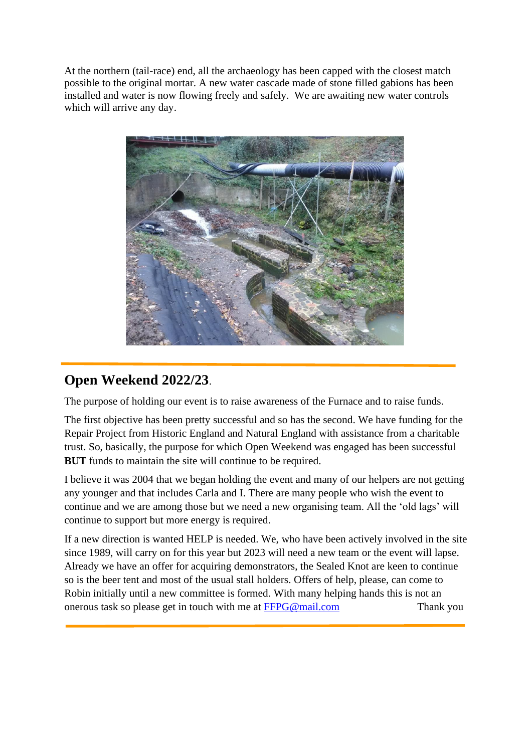At the northern (tail-race) end, all the archaeology has been capped with the closest match possible to the original mortar. A new water cascade made of stone filled gabions has been installed and water is now flowing freely and safely. We are awaiting new water controls which will arrive any day.

## Open Weekend 2022/23.

The purpose of holding our event is to raise awareness of the Furnace and to raise funds.

The first objective has been pretty successful and so has the second. We have funding for the Repair Project from Historic England and Natural England with assistance from a charitable trust. So, basically, the purpose for which Open Weekend was engaged has been successful **BUT** funds to maintain the site will continue to be required.

I believe it was 2004 that we began holding the event and many of our helpers are not getting any younger and that includes Carla and I. There are many people who wish the event to continue and we are among those but we need a new organising team. All the 'old lags' will continue to support but more energy is required.

If a new direction is wanted HELP is needed. We, who have been actively involved in the site since 1989, will carry on for this year but 2023 will need a new team or the event will lapse. Already we have an offer for acquiring demonstrators, the Sealed Knot are keen to continue so is the beer tent and most of the usual stall holders. Offers of help, please, can come to Robin initially until a new committee is formed. With many helping hands this is not an onerous task so please get in touch with me at FFPG@mail.com Thank you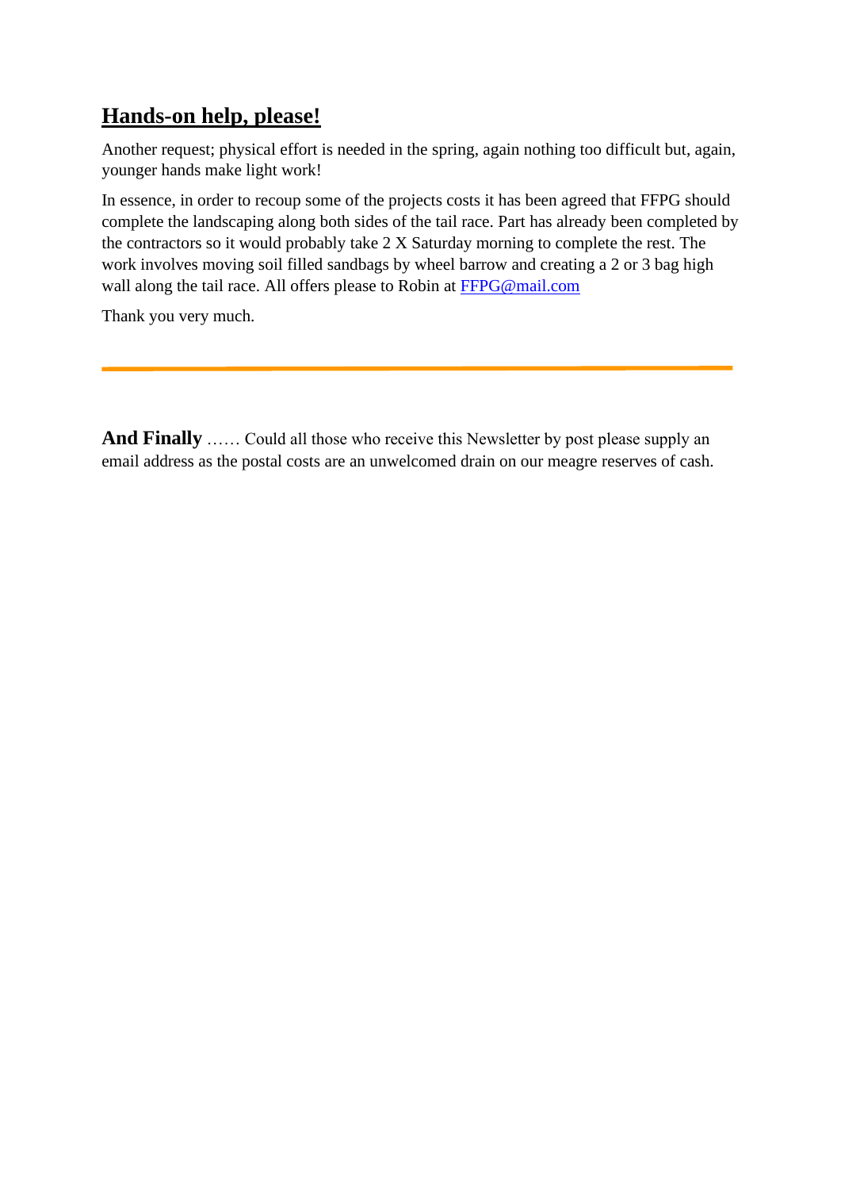## Hands-on help, please!

Another request; physical effort is needed in the spring, again nothing too difficult but, again, younger hands make light work!

In essence, in order to recoup some of the projects costs it has been agreed that FFPG should complete the landscaping along both sides of the tail race. Part has already been completed by the contractors so it would probably take 2 X Saturday morning to complete the rest. The work involves moving soil filled sandbags by wheel barrow and creating a 2 or 3 bag high wall along the tail race. All offers please to Robin at FFPG@mail.com

Thank you very much.

---

**And Finally** …… Could all those who receive this Newsletter by post please supply an email address as the postal costs are an unwelcomed drain on our meagre reserves of cash.